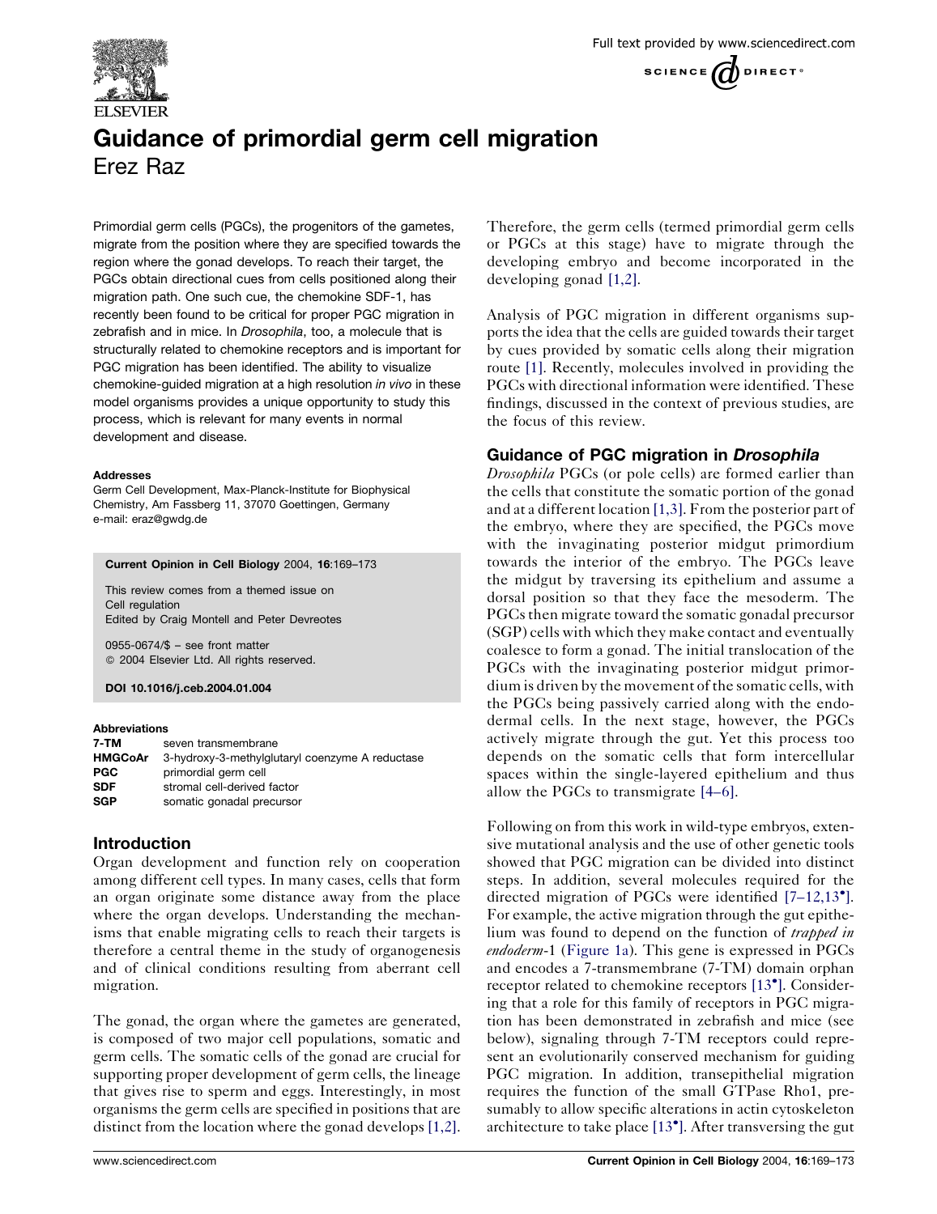# Guidance of primordial germ cell migration

Erez Raz

Primordial germ cells (PGCs), the progenitors of the gametes, migrate from the position where they are specified towards the region where the gonad develops. To reach their target, the PGCs obtain directional cues from cells positioned along their migration path. One such cue, the chemokine SDF-1, has recently been found to be critical for proper PGC migration in zebrafish and in mice. In *Drosophila*, too, a molecule that is structurally related to chemokine receptors and is important for PGC migration has been identified. The ability to visualize chemokine-guided migration at a high resolution *in vivo* in these model organisms provides a unique opportunity to study this process, which is relevant for many events in normal development and disease.

#### Addresses

Germ Cell Development, Max-Planck-Institute for Biophysical Chemistry, Am Fassberg 11, 37070 Goettingen, Germany
e-mail: eraz@gwdg.de

**Current Opinion in Cell Biology** 2004, **16**:169–173

This review comes from a themed issue on
Cell regulation
Edited by Craig Montell and Peter Devreotes

0955-0674/$ – see front matter
© 2004 Elsevier Ltd. All rights reserved.

**DOI 10.1016/j.ceb.2004.01.004**

#### Abbreviations

| | |
|---|---|
| **7-TM** | seven transmembrane |
| **HMGCoAr** | 3-hydroxy-3-methylglutaryl coenzyme A reductase |
| **PGC** | primordial germ cell |
| **SDF** | stromal cell-derived factor |
| **SGP** | somatic gonadal precursor |

## Introduction

Organ development and function rely on cooperation among different cell types. In many cases, cells that form an organ originate some distance away from the place where the organ develops. Understanding the mechanisms that enable migrating cells to reach their targets is therefore a central theme in the study of organogenesis and of clinical conditions resulting from aberrant cell migration.

The gonad, the organ where the gametes are generated, is composed of two major cell populations, somatic and germ cells. The somatic cells of the gonad are crucial for supporting proper development of germ cells, the lineage that gives rise to sperm and eggs. Interestingly, in most organisms the germ cells are specified in positions that are distinct from the location where the gonad develops [1,2]. Therefore, the germ cells (termed primordial germ cells or PGCs at this stage) have to migrate through the developing embryo and become incorporated in the developing gonad [1,2].

Analysis of PGC migration in different organisms supports the idea that the cells are guided towards their target by cues provided by somatic cells along their migration route [1]. Recently, molecules involved in providing the PGCs with directional information were identified. These findings, discussed in the context of previous studies, are the focus of this review.

## Guidance of PGC migration in *Drosophila*

*Drosophila* PGCs (or pole cells) are formed earlier than the cells that constitute the somatic portion of the gonad and at a different location [1,3]. From the posterior part of the embryo, where they are specified, the PGCs move with the invaginating posterior midgut primordium towards the interior of the embryo. The PGCs leave the midgut by traversing its epithelium and assume a dorsal position so that they face the mesoderm. The PGCs then migrate toward the somatic gonadal precursor (SGP) cells with which they make contact and eventually coalesce to form a gonad. The initial translocation of the PGCs with the invaginating posterior midgut primordium is driven by the movement of the somatic cells, with the PGCs being passively carried along with the endodermal cells. In the next stage, however, the PGCs actively migrate through the gut. Yet this process too depends on the somatic cells that form intercellular spaces within the single-layered epithelium and thus allow the PGCs to transmigrate [4–6].

Following on from this work in wild-type embryos, extensive mutational analysis and the use of other genetic tools showed that PGC migration can be divided into distinct steps. In addition, several molecules required for the directed migration of PGCs were identified [7–12,13•]. For example, the active migration through the gut epithelium was found to depend on the function of *trapped in endoderm*-1 (Figure 1a). This gene is expressed in PGCs and encodes a 7-transmembrane (7-TM) domain orphan receptor related to chemokine receptors [13•]. Considering that a role for this family of receptors in PGC migration has been demonstrated in zebrafish and mice (see below), signaling through 7-TM receptors could represent an evolutionarily conserved mechanism for guiding PGC migration. In addition, transepithelial migration requires the function of the small GTPase Rho1, presumably to allow specific alterations in actin cytoskeleton architecture to take place [13•]. After transversing the gut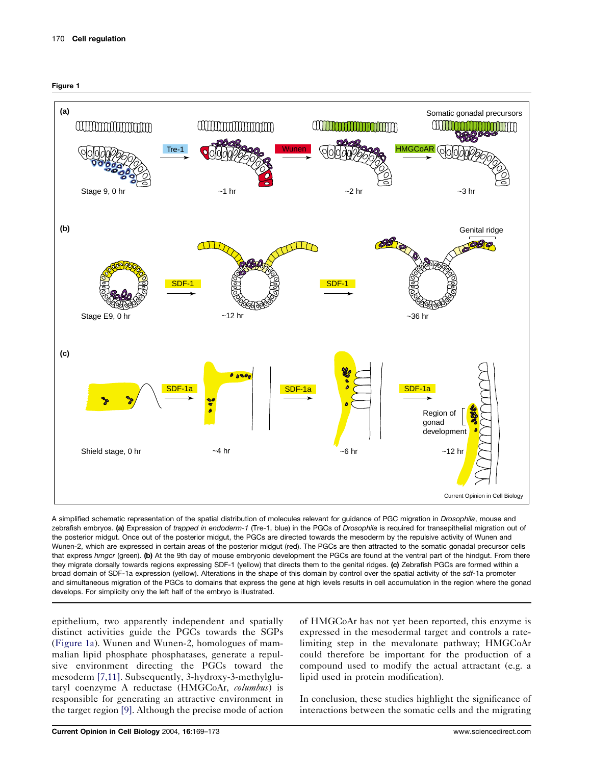**Figure 1**

A simplified schematic representation of the spatial distribution of molecules relevant for guidance of PGC migration in *Drosophila*, mouse and zebrafish embryos. **(a)** Expression of *trapped in endoderm-1* (Tre-1, blue) in the PGCs of *Drosophila* is required for transepithelial migration out of the posterior midgut. Once out of the posterior midgut, the PGCs are directed towards the mesoderm by the repulsive activity of Wunen and Wunen-2, which are expressed in certain areas of the posterior midgut (red). The PGCs are then attracted to the somatic gonadal precursor cells that express *hmgcr* (green). **(b)** At the 9th day of mouse embryonic development the PGCs are found at the ventral part of the hindgut. From there they migrate dorsally towards regions expressing SDF-1 (yellow) that directs them to the genital ridges. **(c)** Zebrafish PGCs are formed within a broad domain of SDF-1a expression (yellow). Alterations in the shape of this domain by control over the spatial activity of the *sdf*-1a promoter and simultaneous migration of the PGCs to domains that express the gene at high levels results in cell accumulation in the region where the gonad develops. For simplicity only the left half of the embryo is illustrated.

epithelium, two apparently independent and spatially distinct activities guide the PGCs towards the SGPs (Figure 1a). Wunen and Wunen-2, homologues of mammalian lipid phosphate phosphatases, generate a repulsive environment directing the PGCs toward the mesoderm [7,11]. Subsequently, 3-hydroxy-3-methylglutaryl coenzyme A reductase (HMGCoAr, *columbus*) is responsible for generating an attractive environment in the target region [9]. Although the precise mode of action of HMGCoAr has not yet been reported, this enzyme is expressed in the mesodermal target and controls a rate-limiting step in the mevalonate pathway; HMGCoAr could therefore be important for the production of a compound used to modify the actual attractant (e.g. a lipid used in protein modification).

In conclusion, these studies highlight the significance of interactions between the somatic cells and the migrating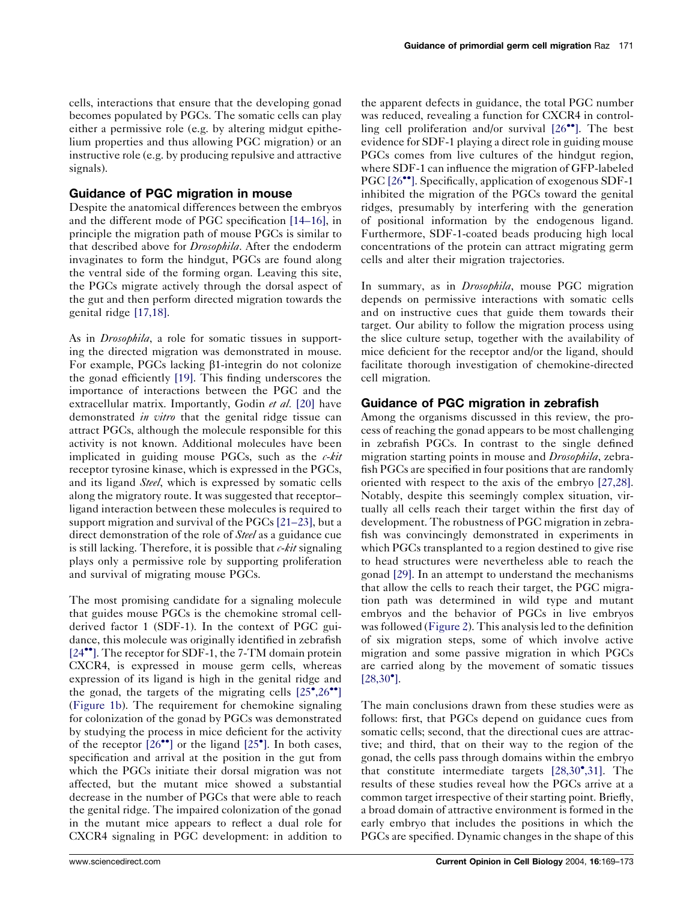cells, interactions that ensure that the developing gonad becomes populated by PGCs. The somatic cells can play either a permissive role (e.g. by altering midgut epithelium properties and thus allowing PGC migration) or an instructive role (e.g. by producing repulsive and attractive signals).

## Guidance of PGC migration in mouse

Despite the anatomical differences between the embryos and the different mode of PGC specification [14–16], in principle the migration path of mouse PGCs is similar to that described above for *Drosophila*. After the endoderm invaginates to form the hindgut, PGCs are found along the ventral side of the forming organ. Leaving this site, the PGCs migrate actively through the dorsal aspect of the gut and then perform directed migration towards the genital ridge [17,18].

As in *Drosophila*, a role for somatic tissues in supporting the directed migration was demonstrated in mouse. For example, PGCs lacking β1-integrin do not colonize the gonad efficiently [19]. This finding underscores the importance of interactions between the PGC and the extracellular matrix. Importantly, Godin *et al.* [20] have demonstrated *in vitro* that the genital ridge tissue can attract PGCs, although the molecule responsible for this activity is not known. Additional molecules have been implicated in guiding mouse PGCs, such as the *c-kit* receptor tyrosine kinase, which is expressed in the PGCs, and its ligand *Steel*, which is expressed by somatic cells along the migratory route. It was suggested that receptor–ligand interaction between these molecules is required to support migration and survival of the PGCs [21–23], but a direct demonstration of the role of *Steel* as a guidance cue is still lacking. Therefore, it is possible that *c-kit* signaling plays only a permissive role by supporting proliferation and survival of migrating mouse PGCs.

The most promising candidate for a signaling molecule that guides mouse PGCs is the chemokine stromal cell-derived factor 1 (SDF-1). In the context of PGC guidance, this molecule was originally identified in zebrafish [24••]. The receptor for SDF-1, the 7-TM domain protein CXCR4, is expressed in mouse germ cells, whereas expression of its ligand is high in the genital ridge and the gonad, the targets of the migrating cells [25•,26••] (Figure 1b). The requirement for chemokine signaling for colonization of the gonad by PGCs was demonstrated by studying the process in mice deficient for the activity of the receptor [26••] or the ligand [25•]. In both cases, specification and arrival at the position in the gut from which the PGCs initiate their dorsal migration was not affected, but the mutant mice showed a substantial decrease in the number of PGCs that were able to reach the genital ridge. The impaired colonization of the gonad in the mutant mice appears to reflect a dual role for CXCR4 signaling in PGC development: in addition to the apparent defects in guidance, the total PGC number was reduced, revealing a function for CXCR4 in controlling cell proliferation and/or survival [26••]. The best evidence for SDF-1 playing a direct role in guiding mouse PGCs comes from live cultures of the hindgut region, where SDF-1 can influence the migration of GFP-labeled PGC [26••]. Specifically, application of exogenous SDF-1 inhibited the migration of the PGCs toward the genital ridges, presumably by interfering with the generation of positional information by the endogenous ligand. Furthermore, SDF-1-coated beads producing high local concentrations of the protein can attract migrating germ cells and alter their migration trajectories.

In summary, as in *Drosophila*, mouse PGC migration depends on permissive interactions with somatic cells and on instructive cues that guide them towards their target. Our ability to follow the migration process using the slice culture setup, together with the availability of mice deficient for the receptor and/or the ligand, should facilitate thorough investigation of chemokine-directed cell migration.

## Guidance of PGC migration in zebrafish

Among the organisms discussed in this review, the process of reaching the gonad appears to be most challenging in zebrafish PGCs. In contrast to the single defined migration starting points in mouse and *Drosophila*, zebrafish PGCs are specified in four positions that are randomly oriented with respect to the axis of the embryo [27,28]. Notably, despite this seemingly complex situation, virtually all cells reach their target within the first day of development. The robustness of PGC migration in zebrafish was convincingly demonstrated in experiments in which PGCs transplanted to a region destined to give rise to head structures were nevertheless able to reach the gonad [29]. In an attempt to understand the mechanisms that allow the cells to reach their target, the PGC migration path was determined in wild type and mutant embryos and the behavior of PGCs in live embryos was followed (Figure 2). This analysis led to the definition of six migration steps, some of which involve active migration and some passive migration in which PGCs are carried along by the movement of somatic tissues [28,30•].

The main conclusions drawn from these studies were as follows: first, that PGCs depend on guidance cues from somatic cells; second, that the directional cues are attractive; and third, that on their way to the region of the gonad, the cells pass through domains within the embryo that constitute intermediate targets [28,30•,31]. The results of these studies reveal how the PGCs arrive at a common target irrespective of their starting point. Briefly, a broad domain of attractive environment is formed in the early embryo that includes the positions in which the PGCs are specified. Dynamic changes in the shape of this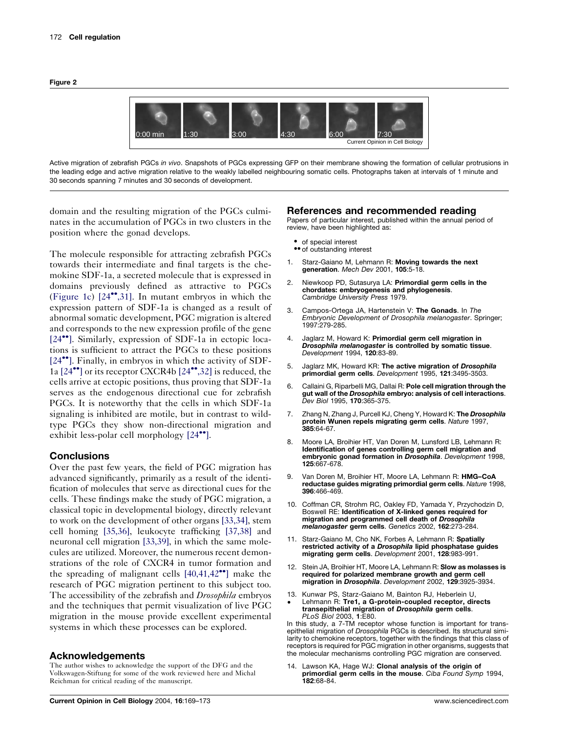**Figure 2**

Active migration of zebrafish PGCs *in vivo*. Snapshots of PGCs expressing GFP on their membrane showing the formation of cellular protrusions in the leading edge and active migration relative to the weakly labelled neighbouring somatic cells. Photographs taken at intervals of 1 minute and 30 seconds spanning 7 minutes and 30 seconds of development.

domain and the resulting migration of the PGCs culminates in the accumulation of PGCs in two clusters in the position where the gonad develops.

The molecule responsible for attracting zebrafish PGCs towards their intermediate and final targets is the chemokine SDF-1a, a secreted molecule that is expressed in domains previously defined as attractive to PGCs (Figure 1c) [24••,31]. In mutant embryos in which the expression pattern of SDF-1a is changed as a result of abnormal somatic development, PGC migration is altered and corresponds to the new expression profile of the gene [24••]. Similarly, expression of SDF-1a in ectopic locations is sufficient to attract the PGCs to these positions [24••]. Finally, in embryos in which the activity of SDF-1a [24••] or its receptor CXCR4b [24••,32] is reduced, the cells arrive at ectopic positions, thus proving that SDF-1a serves as the endogenous directional cue for zebrafish PGCs. It is noteworthy that the cells in which SDF-1a signaling is inhibited are motile, but in contrast to wild-type PGCs they show non-directional migration and exhibit less-polar cell morphology [24••].

## Conclusions

Over the past few years, the field of PGC migration has advanced significantly, primarily as a result of the identification of molecules that serve as directional cues for the cells. These findings make the study of PGC migration, a classical topic in developmental biology, directly relevant to work on the development of other organs [33,34], stem cell homing [35,36], leukocyte trafficking [37,38] and neuronal cell migration [33,39], in which the same molecules are utilized. Moreover, the numerous recent demonstrations of the role of CXCR4 in tumor formation and the spreading of malignant cells [40,41,42••] make the research of PGC migration pertinent to this subject too. The accessibility of the zebrafish and *Drosophila* embryos and the techniques that permit visualization of live PGC migration in the mouse provide excellent experimental systems in which these processes can be explored.

## Acknowledgements

The author wishes to acknowledge the support of the DFG and the Volkswagen-Stiftung for some of the work reviewed here and Michal Reichman for critical reading of the manuscript.

## References and recommended reading

Papers of particular interest, published within the annual period of review, have been highlighted as:

- • of special interest
- •• of outstanding interest

1. Starz-Gaiano M, Lehmann R: **Moving towards the next generation**. *Mech Dev* 2001, **105**:5-18.
2. Niewkoop PD, Sutasurya LA: **Primordial germ cells in the chordates: embryogenesis and phylogenesis**. *Cambridge University Press* 1979.
3. Campos-Ortega JA, Hartenstein V: **The Gonads**. In *The Embryonic Development of Drosophila melanogaster*. Springer; 1997:279-285.
4. Jaglarz M, Howard K: **Primordial germ cell migration in *Drosophila melanogaster* is controlled by somatic tissue**. *Development* 1994, **120**:83-89.
5. Jaglarz MK, Howard KR: **The active migration of *Drosophila* primordial germ cells**. *Development* 1995, **121**:3495-3503.
6. Callaini G, Riparbelli MG, Dallai R: **Pole cell migration through the gut wall of the *Drosophila* embryo: analysis of cell interactions**. *Dev Biol* 1995, **170**:365-375.
7. Zhang N, Zhang J, Purcell KJ, Cheng Y, Howard K: **The *Drosophila* protein Wunen repels migrating germ cells**. *Nature* 1997, **385**:64-67.
8. Moore LA, Broihier HT, Van Doren M, Lunsford LB, Lehmann R: **Identification of genes controlling germ cell migration and embryonic gonad formation in *Drosophila***. *Development* 1998, **125**:667-678.
9. Van Doren M, Broihier HT, Moore LA, Lehmann R: **HMG–CoA reductase guides migrating primordial germ cells**. *Nature* 1998, **396**:466-469.
10. Coffman CR, Strohm RC, Oakley FD, Yamada Y, Przychodzin D, Boswell RE: **Identification of X-linked genes required for migration and programmed cell death of *Drosophila melanogaster* germ cells**. *Genetics* 2002, **162**:273-284.
11. Starz-Gaiano M, Cho NK, Forbes A, Lehmann R: **Spatially restricted activity of a *Drosophila* lipid phosphatase guides migrating germ cells**. *Development* 2001, **128**:983-991.
12. Stein JA, Broihier HT, Moore LA, Lehmann R: **Slow as molasses is required for polarized membrane growth and germ cell migration in *Drosophila***. *Development* 2002, **129**:3925-3934.
13. • Kunwar PS, Starz-Gaiano M, Bainton RJ, Heberlein U, Lehmann R: **Tre1, a G-protein-coupled receptor, directs transepithelial migration of *Drosophila* germ cells**. *PLoS Biol* 2003, **1**:E80.
In this study, a 7-TM receptor whose function is important for transepithelial migration of *Drosophila* PGCs is described. Its structural similarity to chemokine receptors, together with the findings that this class of receptors is required for PGC migration in other organisms, suggests that the molecular mechanisms controlling PGC migration are conserved.
14. Lawson KA, Hage WJ: **Clonal analysis of the origin of primordial germ cells in the mouse**. *Ciba Found Symp* 1994, **182**:68-84.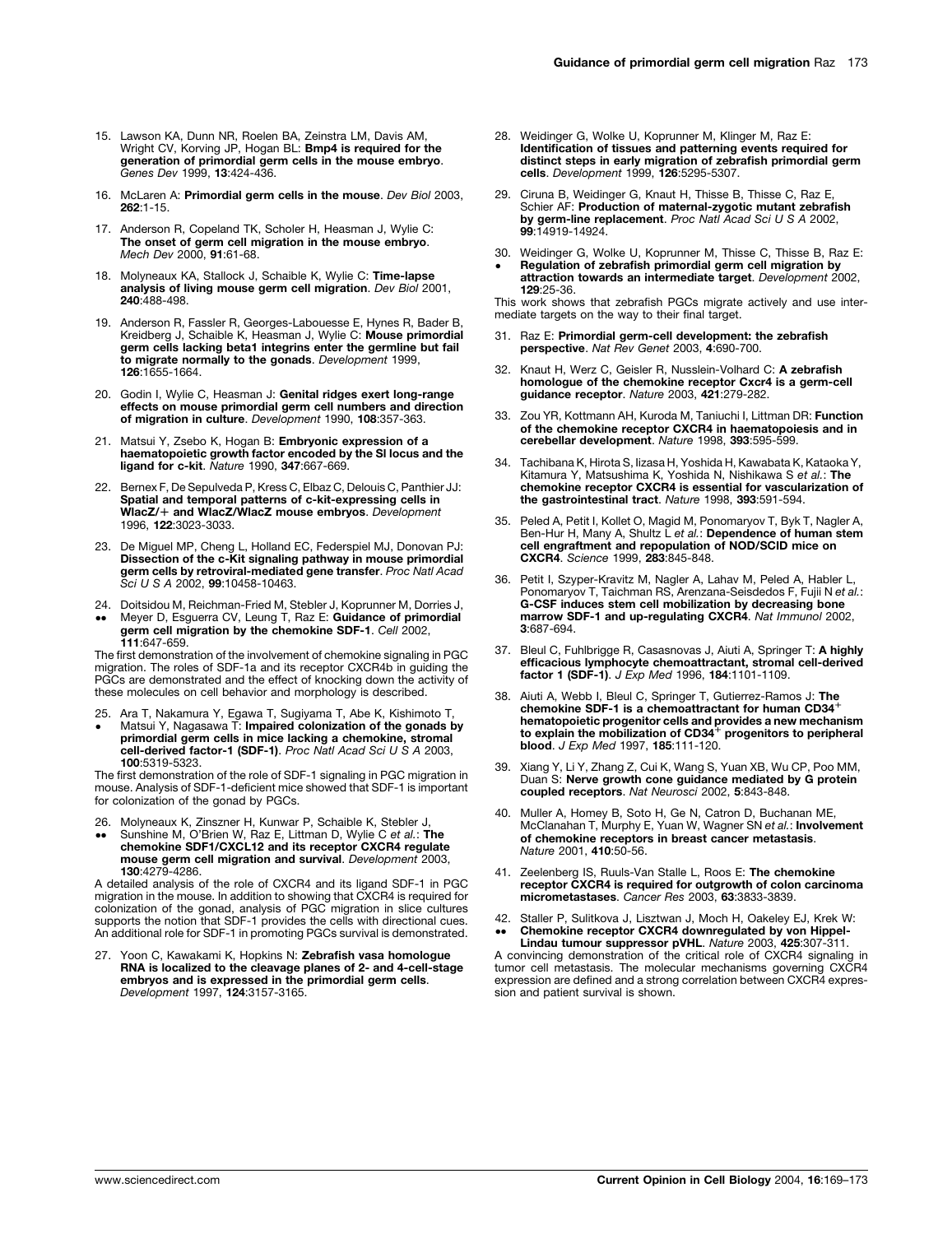15. Lawson KA, Dunn NR, Roelen BA, Zeinstra LM, Davis AM, Wright CV, Korving JP, Hogan BL: **Bmp4 is required for the generation of primordial germ cells in the mouse embryo**. *Genes Dev* 1999, **13**:424-436.

16. McLaren A: **Primordial germ cells in the mouse**. *Dev Biol* 2003, **262**:1-15.

17. Anderson R, Copeland TK, Scholer H, Heasman J, Wylie C: **The onset of germ cell migration in the mouse embryo**. *Mech Dev* 2000, **91**:61-68.

18. Molyneaux KA, Stallock J, Schaible K, Wylie C: **Time-lapse analysis of living mouse germ cell migration**. *Dev Biol* 2001, **240**:488-498.

19. Anderson R, Fassler R, Georges-Labouesse E, Hynes R, Bader B, Kreidberg J, Schaible K, Heasman J, Wylie C: **Mouse primordial germ cells lacking beta1 integrins enter the germline but fail to migrate normally to the gonads**. *Development* 1999, **126**:1655-1664.

20. Godin I, Wylie C, Heasman J: **Genital ridges exert long-range effects on mouse primordial germ cell numbers and direction of migration in culture**. *Development* 1990, **108**:357-363.

21. Matsui Y, Zsebo K, Hogan B: **Embryonic expression of a haematopoietic growth factor encoded by the Sl locus and the ligand for c-kit**. *Nature* 1990, **347**:667-669.

22. Bernex F, De Sepulveda P, Kress C, Elbaz C, Delouis C, Panthier JJ: **Spatial and temporal patterns of c-kit-expressing cells in WlacZ/+ and WlacZ/WlacZ mouse embryos**. *Development* 1996, **122**:3023-3033.

23. De Miguel MP, Cheng L, Holland EC, Federspiel MJ, Donovan PJ: **Dissection of the c-Kit signaling pathway in mouse primordial germ cells by retroviral-mediated gene transfer**. *Proc Natl Acad Sci U S A* 2002, **99**:10458-10463.

24. •• Doitsidou M, Reichman-Fried M, Stebler J, Koprunner M, Dorries J, Meyer D, Esguerra CV, Leung T, Raz E: **Guidance of primordial germ cell migration by the chemokine SDF-1**. *Cell* 2002, **111**:647-659.

The first demonstration of the involvement of chemokine signaling in PGC migration. The roles of SDF-1a and its receptor CXCR4b in guiding the PGCs are demonstrated and the effect of knocking down the activity of these molecules on cell behavior and morphology is described.

25. • Ara T, Nakamura Y, Egawa T, Sugiyama T, Abe K, Kishimoto T, Matsui Y, Nagasawa T: **Impaired colonization of the gonads by primordial germ cells in mice lacking a chemokine, stromal cell-derived factor-1 (SDF-1)**. *Proc Natl Acad Sci U S A* 2003, **100**:5319-5323.

The first demonstration of the role of SDF-1 signaling in PGC migration in mouse. Analysis of SDF-1-deficient mice showed that SDF-1 is important for colonization of the gonad by PGCs.

26. •• Molyneaux KA, Zinszner H, Kunwar P, Schaible K, Stebler J, Sunshine M, O'Brien W, Raz E, Littman D, Wylie C *et al.*: **The chemokine SDF1/CXCL12 and its receptor CXCR4 regulate mouse germ cell migration and survival**. *Development* 2003, **130**:4279-4286.

A detailed analysis of the role of CXCR4 and its ligand SDF-1 in PGC migration in the mouse. In addition to showing that CXCR4 is required for colonization of the gonad, analysis of PGC migration in slice cultures supports the notion that SDF-1 provides the cells with directional cues. An additional role for SDF-1 in promoting PGCs survival is demonstrated.

27. Yoon C, Kawakami K, Hopkins N: **Zebrafish vasa homologue RNA is localized to the cleavage planes of 2- and 4-cell-stage embryos and is expressed in the primordial germ cells**. *Development* 1997, **124**:3157-3165.

28. Weidinger G, Wolke U, Koprunner M, Klinger M, Raz E: **Identification of tissues and patterning events required for distinct steps in early migration of zebrafish primordial germ cells**. *Development* 1999, **126**:5295-5307.

29. Ciruna B, Weidinger G, Knaut H, Thisse B, Thisse C, Raz E, Schier AF: **Production of maternal-zygotic mutant zebrafish by germ-line replacement**. *Proc Natl Acad Sci U S A* 2002, **99**:14919-14924.

30. • Weidinger G, Wolke U, Koprunner M, Thisse C, Thisse B, Raz E: **Regulation of zebrafish primordial germ cell migration by attraction towards an intermediate target**. *Development* 2002, **129**:25-36.

This work shows that zebrafish PGCs migrate actively and use intermediate targets on the way to their final target.

31. Raz E: **Primordial germ-cell development: the zebrafish perspective**. *Nat Rev Genet* 2003, **4**:690-700.

32. Knaut H, Werz C, Geisler R, Nusslein-Volhard C: **A zebrafish homologue of the chemokine receptor Cxcr4 is a germ-cell guidance receptor**. *Nature* 2003, **421**:279-282.

33. Zou YR, Kottmann AH, Kuroda M, Taniuchi I, Littman DR: **Function of the chemokine receptor CXCR4 in haematopoiesis and in cerebellar development**. *Nature* 1998, **393**:595-599.

34. Tachibana K, Hirota S, Iizasa H, Yoshida H, Kawabata K, Kataoka Y, Kitamura Y, Matsushima K, Yoshida N, Nishikawa S *et al.*: **The chemokine receptor CXCR4 is essential for vascularization of the gastrointestinal tract**. *Nature* 1998, **393**:591-594.

35. Peled A, Petit I, Kollet O, Magid M, Ponomaryov T, Byk T, Nagler A, Ben-Hur H, Many A, Shultz L *et al.*: **Dependence of human stem cell engraftment and repopulation of NOD/SCID mice on CXCR4**. *Science* 1999, **283**:845-848.

36. Petit I, Szyper-Kravitz M, Nagler A, Lahav M, Peled A, Habler L, Ponomaryov T, Taichman RS, Arenzana-Seisdedos F, Fujii N *et al.*: **G-CSF induces stem cell mobilization by decreasing bone marrow SDF-1 and up-regulating CXCR4**. *Nat Immunol* 2002, **3**:687-694.

37. Bleul C, Fuhlbrigge R, Casasnovas J, Aiuti A, Springer T: **A highly efficacious lymphocyte chemoattractant, stromal cell-derived factor 1 (SDF-1)**. *J Exp Med* 1996, **184**:1101-1109.

38. Aiuti A, Webb I, Bleul C, Springer T, Gutierrez-Ramos J: **The chemokine SDF-1 is a chemoattractant for human CD34$^+$ hematopoietic progenitor cells and provides a new mechanism to explain the mobilization of CD34$^+$ progenitors to peripheral blood**. *J Exp Med* 1997, **185**:111-120.

39. Xiang Y, Li Y, Zhang Z, Cui K, Wang S, Yuan XB, Wu CP, Poo MM, Duan S: **Nerve growth cone guidance mediated by G protein coupled receptors**. *Nat Neurosci* 2002, **5**:843-848.

40. Muller A, Homey B, Soto H, Ge N, Catron D, Buchanan ME, McClanahan T, Murphy E, Yuan W, Wagner SN *et al.*: **Involvement of chemokine receptors in breast cancer metastasis**. *Nature* 2001, **410**:50-56.

41. Zeelenberg IS, Ruuls-Van Stalle L, Roos E: **The chemokine receptor CXCR4 is required for outgrowth of colon carcinoma micrometastases**. *Cancer Res* 2003, **63**:3833-3839.

42. •• Staller P, Sulitkova J, Lisztwan J, Moch H, Oakeley EJ, Krek W: **Chemokine receptor CXCR4 downregulated by von Hippel-Lindau tumour suppressor pVHL**. *Nature* 2003, **425**:307-311.

A convincing demonstration of the critical role of CXCR4 signaling in tumor cell metastasis. The molecular mechanisms governing CXCR4 expression are defined and a strong correlation between CXCR4 expression and patient survival is shown.